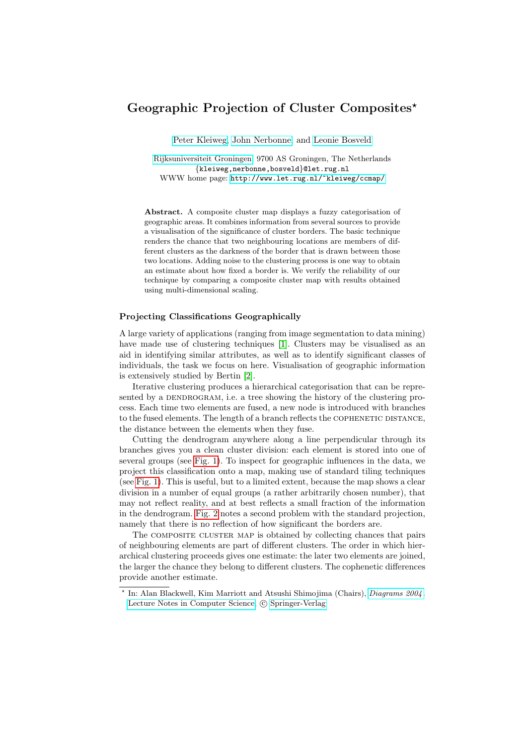# Geographic Projection of Cluster Composites*

Peter Kleiweg, John Nerbonne, and Leonie Bosveld

Rijksuniversiteit Groningen, 9700 AS Groningen, The Netherlands
{kleiweg,nerbonne,bosveld}@let.rug.nl
WWW home page: http://www.let.rug.nl/~kleiweg/ccmap/

**Abstract.** A composite cluster map displays a fuzzy categorisation of geographic areas. It combines information from several sources to provide a visualisation of the significance of cluster borders. The basic technique renders the chance that two neighbouring locations are members of different clusters as the darkness of the border that is drawn between those two locations. Adding noise to the clustering process is one way to obtain an estimate about how fixed a border is. We verify the reliability of our technique by comparing a composite cluster map with results obtained using multi-dimensional scaling.

### Projecting Classifications Geographically

A large variety of applications (ranging from image segmentation to data mining) have made use of clustering techniques [1]. Clusters may be visualised as an aid in identifying similar attributes, as well as to identify significant classes of individuals, the task we focus on here. Visualisation of geographic information is extensively studied by Bertin [2].

Iterative clustering produces a hierarchical categorisation that can be represented by a DENDROGRAM, i.e. a tree showing the history of the clustering process. Each time two elements are fused, a new node is introduced with branches to the fused elements. The length of a branch reflects the COPHENETIC DISTANCE, the distance between the elements when they fuse.

Cutting the dendrogram anywhere along a line perpendicular through its branches gives you a clean cluster division: each element is stored into one of several groups (see Fig. 1). To inspect for geographic influences in the data, we project this classification onto a map, making use of standard tiling techniques (see Fig. 1). This is useful, but to a limited extent, because the map shows a clear division in a number of equal groups (a rather arbitrarily chosen number), that may not reflect reality, and at best reflects a small fraction of the information in the dendrogram. Fig. 2 notes a second problem with the standard projection, namely that there is no reflection of how significant the borders are.

The COMPOSITE CLUSTER MAP is obtained by collecting chances that pairs of neighbouring elements are part of different clusters. The order in which hierarchical clustering proceeds gives one estimate: the later two elements are joined, the larger the chance they belong to different clusters. The cophenetic differences provide another estimate.

---

* In: Alan Blackwell, Kim Marriott and Atsushi Shimojima (Chairs), *Diagrams 2004*, Lecture Notes in Computer Science, © Springer-Verlag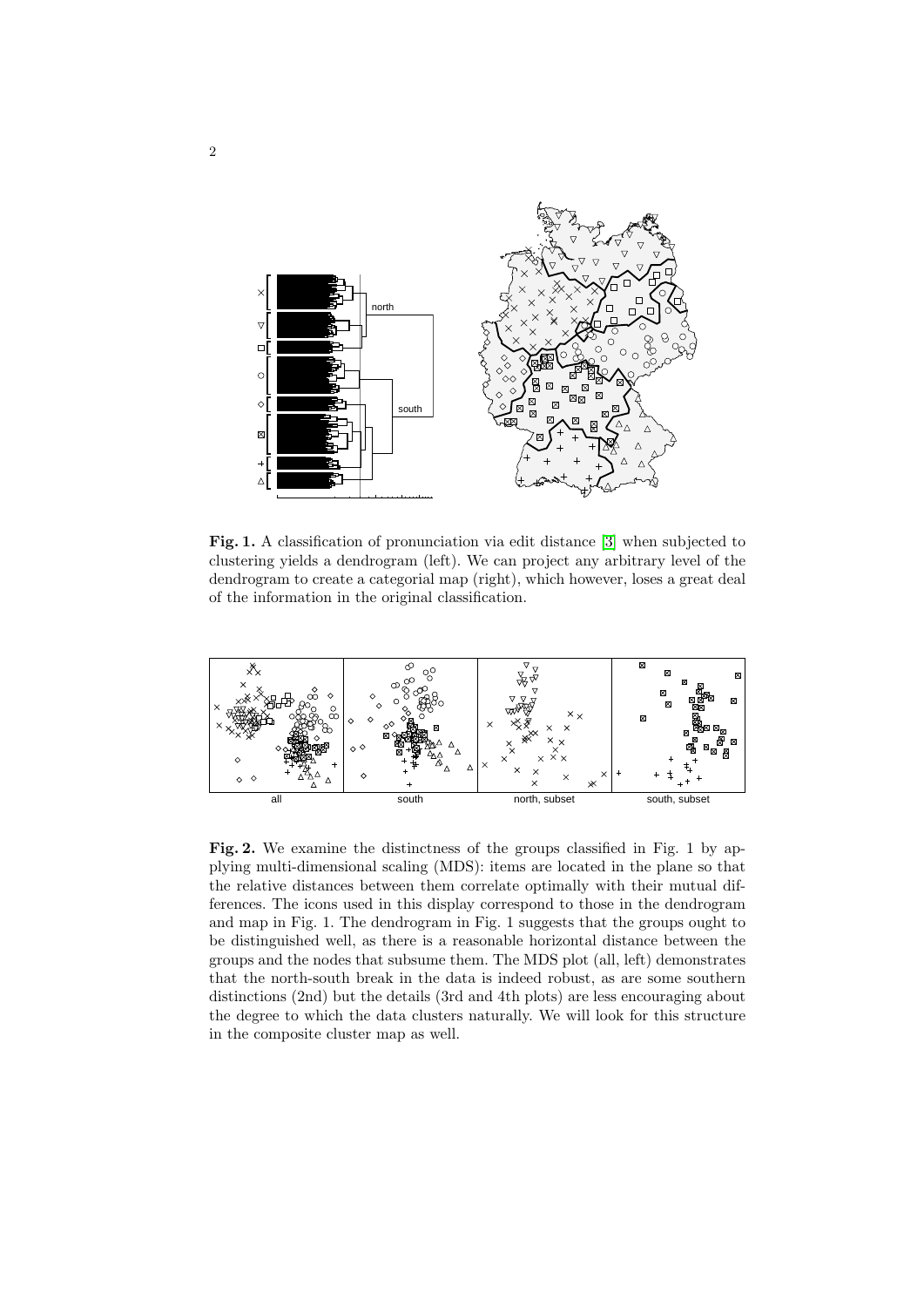**Fig. 1.** A classification of pronunciation via edit distance [3] when subjected to clustering yields a dendrogram (left). We can project any arbitrary level of the dendrogram to create a categorial map (right), which however, loses a great deal of the information in the original classification.

**Fig. 2.** We examine the distinctness of the groups classified in Fig. 1 by applying multi-dimensional scaling (MDS): items are located in the plane so that the relative distances between them correlate optimally with their mutual differences. The icons used in this display correspond to those in the dendrogram and map in Fig. 1. The dendrogram in Fig. 1 suggests that the groups ought to be distinguished well, as there is a reasonable horizontal distance between the groups and the nodes that subsume them. The MDS plot (all, left) demonstrates that the north-south break in the data is indeed robust, as are some southern distinctions (2nd) but the details (3rd and 4th plots) are less encouraging about the degree to which the data clusters naturally. We will look for this structure in the composite cluster map as well.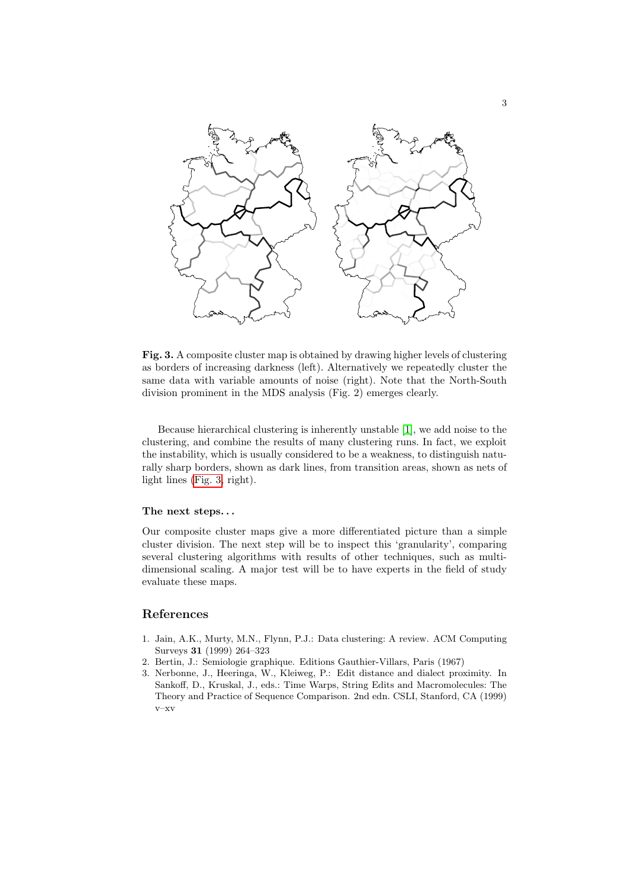**Fig. 3.** A composite cluster map is obtained by drawing higher levels of clustering as borders of increasing darkness (left). Alternatively we repeatedly cluster the same data with variable amounts of noise (right). Note that the North-South division prominent in the MDS analysis (Fig. 2) emerges clearly.

Because hierarchical clustering is inherently unstable [1], we add noise to the clustering, and combine the results of many clustering runs. In fact, we exploit the instability, which is usually considered to be a weakness, to distinguish naturally sharp borders, shown as dark lines, from transition areas, shown as nets of light lines (Fig. 3, right).

### The next steps...

Our composite cluster maps give a more differentiated picture than a simple cluster division. The next step will be to inspect this 'granularity', comparing several clustering algorithms with results of other techniques, such as multidimensional scaling. A major test will be to have experts in the field of study evaluate these maps.

## References

1. Jain, A.K., Murty, M.N., Flynn, P.J.: Data clustering: A review. ACM Computing Surveys **31** (1999) 264–323
2. Bertin, J.: Semiologie graphique. Editions Gauthier-Villars, Paris (1967)
3. Nerbonne, J., Heeringa, W., Kleiweg, P.: Edit distance and dialect proximity. In Sankoff, D., Kruskal, J., eds.: Time Warps, String Edits and Macromolecules: The Theory and Practice of Sequence Comparison. 2nd edn. CSLI, Stanford, CA (1999) v–xv